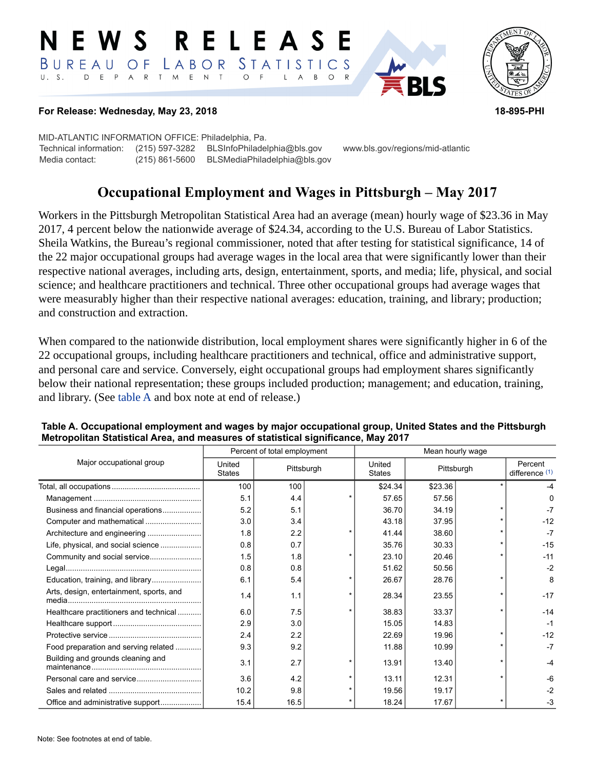# NEWS RELEASE

BUREAU OF LABOR STATISTICS

U. S. DEPARTMENT OF LABOR

**For Release: Wednesday, May 23, 2018** **18-895-PHI**

MID-ATLANTIC INFORMATION OFFICE: Philadelphia, Pa.

Technical information: (215) 597-3282 BLSInfoPhiladelphia@bls.gov www.bls.gov/regions/mid-atlantic

Media contact: (215) 861-5600 BLSMediaPhiladelphia@bls.gov

## Occupational Employment and Wages in Pittsburgh – May 2017

Workers in the Pittsburgh Metropolitan Statistical Area had an average (mean) hourly wage of $23.36 in May 2017, 4 percent below the nationwide average of $24.34, according to the U.S. Bureau of Labor Statistics. Sheila Watkins, the Bureau's regional commissioner, noted that after testing for statistical significance, 14 of the 22 major occupational groups had average wages in the local area that were significantly lower than their respective national averages, including arts, design, entertainment, sports, and media; life, physical, and social science; and healthcare practitioners and technical. Three other occupational groups had average wages that were measurably higher than their respective national averages: education, training, and library; production; and construction and extraction.

When compared to the nationwide distribution, local employment shares were significantly higher in 6 of the 22 occupational groups, including healthcare practitioners and technical, office and administrative support, and personal care and service. Conversely, eight occupational groups had employment shares significantly below their national representation; these groups included production; management; and education, training, and library. (See table A and box note at end of release.)

**Table A. Occupational employment and wages by major occupational group, United States and the Pittsburgh Metropolitan Statistical Area, and measures of statistical significance, May 2017**

| Major occupational group | Percent of total employment | | | Mean hourly wage | | | |
|---|---|---|---|---|---|---|---|
| | United States | Pittsburgh | | United States | Pittsburgh | | Percent difference (1) |
| Total, all occupations | 100 | 100 | | $24.34 | $23.36 | * | -4 |
| Management | 5.1 | 4.4 | * | 57.65 | 57.56 | | 0 |
| Business and financial operations | 5.2 | 5.1 | | 36.70 | 34.19 | * | -7 |
| Computer and mathematical | 3.0 | 3.4 | | 43.18 | 37.95 | * | -12 |
| Architecture and engineering | 1.8 | 2.2 | * | 41.44 | 38.60 | * | -7 |
| Life, physical, and social science | 0.8 | 0.7 | | 35.76 | 30.33 | * | -15 |
| Community and social service | 1.5 | 1.8 | * | 23.10 | 20.46 | * | -11 |
| Legal | 0.8 | 0.8 | | 51.62 | 50.56 | | -2 |
| Education, training, and library | 6.1 | 5.4 | * | 26.67 | 28.76 | * | 8 |
| Arts, design, entertainment, sports, and media | 1.4 | 1.1 | * | 28.34 | 23.55 | * | -17 |
| Healthcare practitioners and technical | 6.0 | 7.5 | * | 38.83 | 33.37 | * | -14 |
| Healthcare support | 2.9 | 3.0 | | 15.05 | 14.83 | | -1 |
| Protective service | 2.4 | 2.2 | | 22.69 | 19.96 | * | -12 |
| Food preparation and serving related | 9.3 | 9.2 | | 11.88 | 10.99 | * | -7 |
| Building and grounds cleaning and maintenance | 3.1 | 2.7 | * | 13.91 | 13.40 | * | -4 |
| Personal care and service | 3.6 | 4.2 | * | 13.11 | 12.31 | * | -6 |
| Sales and related | 10.2 | 9.8 | * | 19.56 | 19.17 | | -2 |
| Office and administrative support | 15.4 | 16.5 | * | 18.24 | 17.67 | * | -3 |

Note: See footnotes at end of table.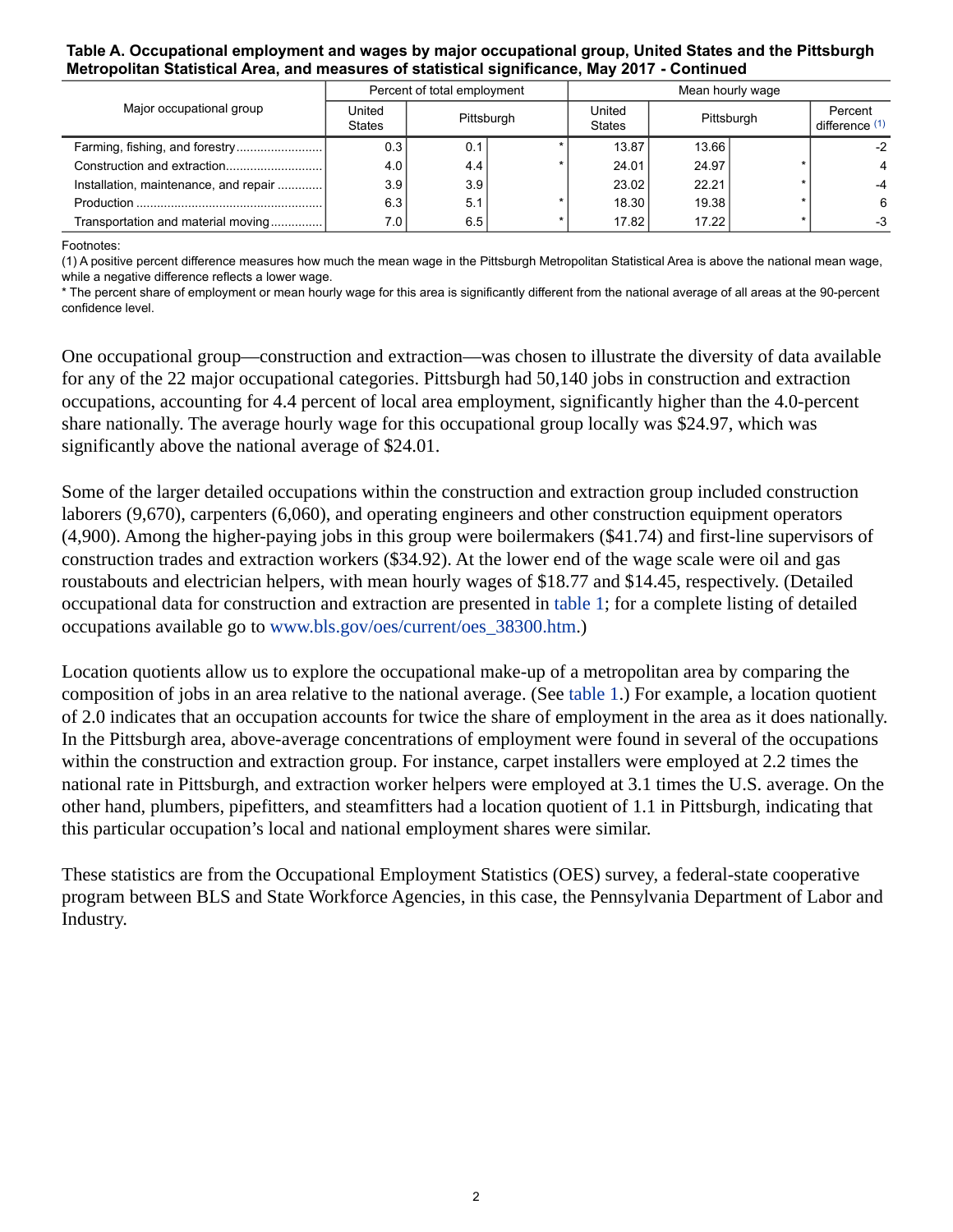**Table A. Occupational employment and wages by major occupational group, United States and the Pittsburgh Metropolitan Statistical Area, and measures of statistical significance, May 2017 - Continued**

| Major occupational group | Percent of total employment | | | Mean hourly wage | | | |
|---|---|---|---|---|---|---|---|
| | United States | Pittsburgh | | United States | Pittsburgh | | Percent difference (1) |
| Farming, fishing, and forestry | 0.3 | 0.1 | * | 13.87 | 13.66 | | -2 |
| Construction and extraction | 4.0 | 4.4 | * | 24.01 | 24.97 | * | 4 |
| Installation, maintenance, and repair | 3.9 | 3.9 | | 23.02 | 22.21 | * | -4 |
| Production | 6.3 | 5.1 | * | 18.30 | 19.38 | * | 6 |
| Transportation and material moving | 7.0 | 6.5 | * | 17.82 | 17.22 | * | -3 |

Footnotes:
(1) A positive percent difference measures how much the mean wage in the Pittsburgh Metropolitan Statistical Area is above the national mean wage, while a negative difference reflects a lower wage.
* The percent share of employment or mean hourly wage for this area is significantly different from the national average of all areas at the 90-percent confidence level.

One occupational group—construction and extraction—was chosen to illustrate the diversity of data available for any of the 22 major occupational categories. Pittsburgh had 50,140 jobs in construction and extraction occupations, accounting for 4.4 percent of local area employment, significantly higher than the 4.0-percent share nationally. The average hourly wage for this occupational group locally was $24.97, which was significantly above the national average of $24.01.

Some of the larger detailed occupations within the construction and extraction group included construction laborers (9,670), carpenters (6,060), and operating engineers and other construction equipment operators (4,900). Among the higher-paying jobs in this group were boilermakers ($41.74) and first-line supervisors of construction trades and extraction workers ($34.92). At the lower end of the wage scale were oil and gas roustabouts and electrician helpers, with mean hourly wages of $18.77 and $14.45, respectively. (Detailed occupational data for construction and extraction are presented in table 1; for a complete listing of detailed occupations available go to www.bls.gov/oes/current/oes_38300.htm.)

Location quotients allow us to explore the occupational make-up of a metropolitan area by comparing the composition of jobs in an area relative to the national average. (See table 1.) For example, a location quotient of 2.0 indicates that an occupation accounts for twice the share of employment in the area as it does nationally. In the Pittsburgh area, above-average concentrations of employment were found in several of the occupations within the construction and extraction group. For instance, carpet installers were employed at 2.2 times the national rate in Pittsburgh, and extraction worker helpers were employed at 3.1 times the U.S. average. On the other hand, plumbers, pipefitters, and steamfitters had a location quotient of 1.1 in Pittsburgh, indicating that this particular occupation's local and national employment shares were similar.

These statistics are from the Occupational Employment Statistics (OES) survey, a federal-state cooperative program between BLS and State Workforce Agencies, in this case, the Pennsylvania Department of Labor and Industry.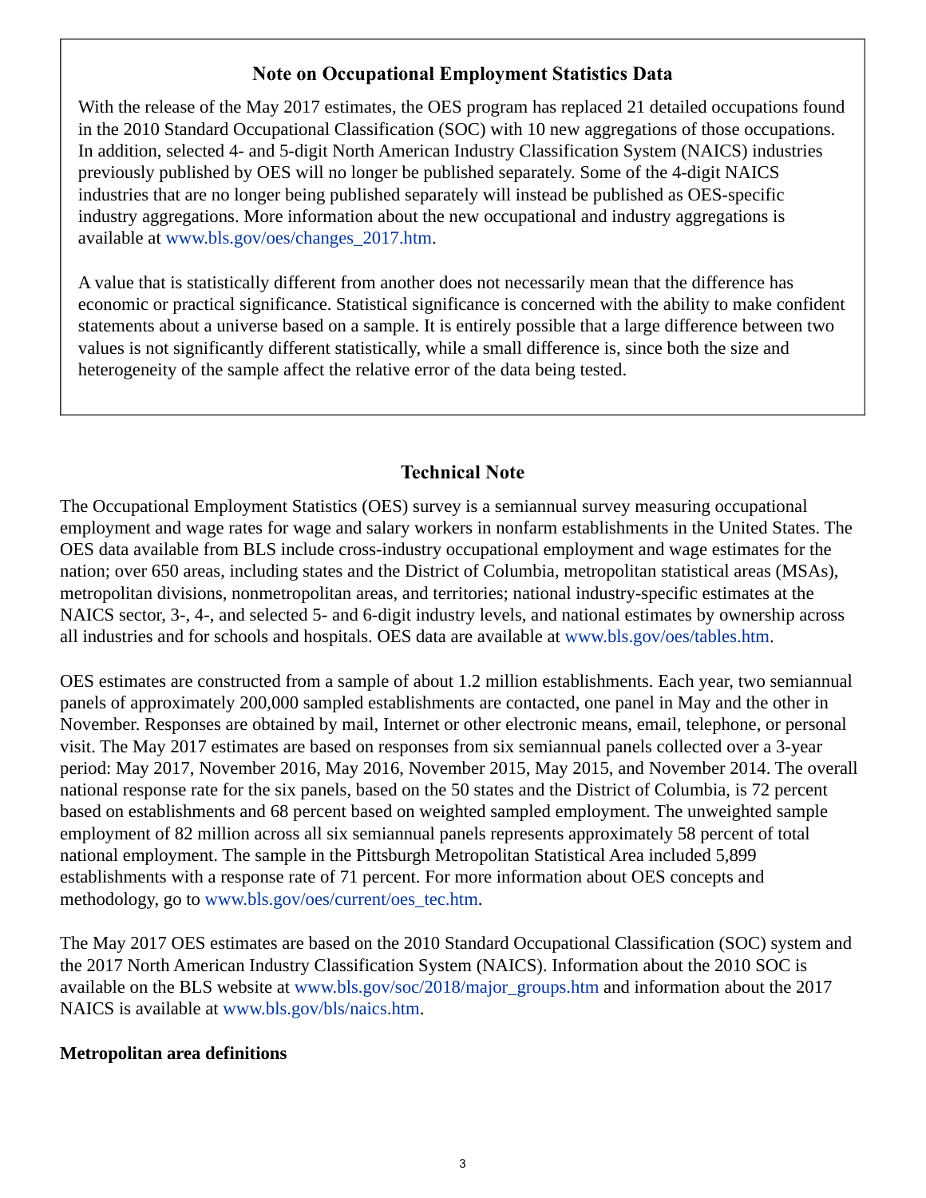### Note on Occupational Employment Statistics Data

With the release of the May 2017 estimates, the OES program has replaced 21 detailed occupations found in the 2010 Standard Occupational Classification (SOC) with 10 new aggregations of those occupations. In addition, selected 4- and 5-digit North American Industry Classification System (NAICS) industries previously published by OES will no longer be published separately. Some of the 4-digit NAICS industries that are no longer being published separately will instead be published as OES-specific industry aggregations. More information about the new occupational and industry aggregations is available at www.bls.gov/oes/changes_2017.htm.

A value that is statistically different from another does not necessarily mean that the difference has economic or practical significance. Statistical significance is concerned with the ability to make confident statements about a universe based on a sample. It is entirely possible that a large difference between two values is not significantly different statistically, while a small difference is, since both the size and heterogeneity of the sample affect the relative error of the data being tested.

## Technical Note

The Occupational Employment Statistics (OES) survey is a semiannual survey measuring occupational employment and wage rates for wage and salary workers in nonfarm establishments in the United States. The OES data available from BLS include cross-industry occupational employment and wage estimates for the nation; over 650 areas, including states and the District of Columbia, metropolitan statistical areas (MSAs), metropolitan divisions, nonmetropolitan areas, and territories; national industry-specific estimates at the NAICS sector, 3-, 4-, and selected 5- and 6-digit industry levels, and national estimates by ownership across all industries and for schools and hospitals. OES data are available at www.bls.gov/oes/tables.htm.

OES estimates are constructed from a sample of about 1.2 million establishments. Each year, two semiannual panels of approximately 200,000 sampled establishments are contacted, one panel in May and the other in November. Responses are obtained by mail, Internet or other electronic means, email, telephone, or personal visit. The May 2017 estimates are based on responses from six semiannual panels collected over a 3-year period: May 2017, November 2016, May 2016, November 2015, May 2015, and November 2014. The overall national response rate for the six panels, based on the 50 states and the District of Columbia, is 72 percent based on establishments and 68 percent based on weighted sampled employment. The unweighted sample employment of 82 million across all six semiannual panels represents approximately 58 percent of total national employment. The sample in the Pittsburgh Metropolitan Statistical Area included 5,899 establishments with a response rate of 71 percent. For more information about OES concepts and methodology, go to www.bls.gov/oes/current/oes_tec.htm.

The May 2017 OES estimates are based on the 2010 Standard Occupational Classification (SOC) system and the 2017 North American Industry Classification System (NAICS). Information about the 2010 SOC is available on the BLS website at www.bls.gov/soc/2018/major_groups.htm and information about the 2017 NAICS is available at www.bls.gov/bls/naics.htm.

**Metropolitan area definitions**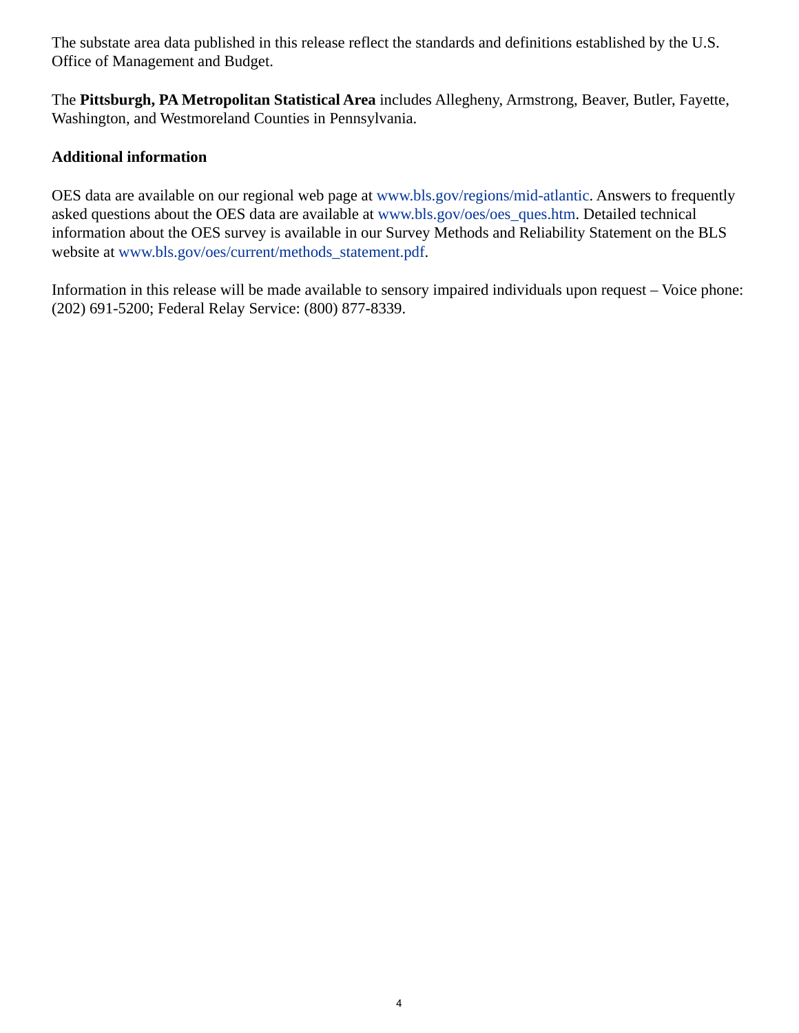The substate area data published in this release reflect the standards and definitions established by the U.S. Office of Management and Budget.

The **Pittsburgh, PA Metropolitan Statistical Area** includes Allegheny, Armstrong, Beaver, Butler, Fayette, Washington, and Westmoreland Counties in Pennsylvania.

**Additional information**

OES data are available on our regional web page at www.bls.gov/regions/mid-atlantic. Answers to frequently asked questions about the OES data are available at www.bls.gov/oes/oes_ques.htm. Detailed technical information about the OES survey is available in our Survey Methods and Reliability Statement on the BLS website at www.bls.gov/oes/current/methods_statement.pdf.

Information in this release will be made available to sensory impaired individuals upon request – Voice phone: (202) 691-5200; Federal Relay Service: (800) 877-8339.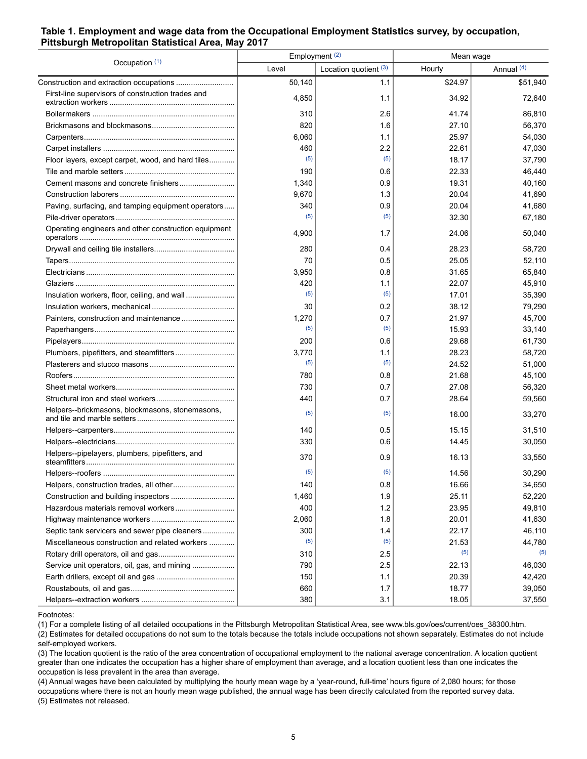**Table 1. Employment and wage data from the Occupational Employment Statistics survey, by occupation, Pittsburgh Metropolitan Statistical Area, May 2017**

| Occupation (1) | Employment (2) | | Mean wage | |
|---|---|---|---|---|
| | Level | Location quotient (3) | Hourly | Annual (4) |
| Construction and extraction occupations | 50,140 | 1.1 | $24.97 | $51,940 |
| First-line supervisors of construction trades and extraction workers | 4,850 | 1.1 | 34.92 | 72,640 |
| Boilermakers | 310 | 2.6 | 41.74 | 86,810 |
| Brickmasons and blockmasons | 820 | 1.6 | 27.10 | 56,370 |
| Carpenters | 6,060 | 1.1 | 25.97 | 54,030 |
| Carpet installers | 460 | 2.2 | 22.61 | 47,030 |
| Floor layers, except carpet, wood, and hard tiles | (5) | (5) | 18.17 | 37,790 |
| Tile and marble setters | 190 | 0.6 | 22.33 | 46,440 |
| Cement masons and concrete finishers | 1,340 | 0.9 | 19.31 | 40,160 |
| Construction laborers | 9,670 | 1.3 | 20.04 | 41,690 |
| Paving, surfacing, and tamping equipment operators | 340 | 0.9 | 20.04 | 41,680 |
| Pile-driver operators | (5) | (5) | 32.30 | 67,180 |
| Operating engineers and other construction equipment operators | 4,900 | 1.7 | 24.06 | 50,040 |
| Drywall and ceiling tile installers | 280 | 0.4 | 28.23 | 58,720 |
| Tapers | 70 | 0.5 | 25.05 | 52,110 |
| Electricians | 3,950 | 0.8 | 31.65 | 65,840 |
| Glaziers | 420 | 1.1 | 22.07 | 45,910 |
| Insulation workers, floor, ceiling, and wall | (5) | (5) | 17.01 | 35,390 |
| Insulation workers, mechanical | 30 | 0.2 | 38.12 | 79,290 |
| Painters, construction and maintenance | 1,270 | 0.7 | 21.97 | 45,700 |
| Paperhangers | (5) | (5) | 15.93 | 33,140 |
| Pipelayers | 200 | 0.6 | 29.68 | 61,730 |
| Plumbers, pipefitters, and steamfitters | 3,770 | 1.1 | 28.23 | 58,720 |
| Plasterers and stucco masons | (5) | (5) | 24.52 | 51,000 |
| Roofers | 780 | 0.8 | 21.68 | 45,100 |
| Sheet metal workers | 730 | 0.7 | 27.08 | 56,320 |
| Structural iron and steel workers | 440 | 0.7 | 28.64 | 59,560 |
| Helpers--brickmasons, blockmasons, stonemasons, and tile and marble setters | (5) | (5) | 16.00 | 33,270 |
| Helpers--carpenters | 140 | 0.5 | 15.15 | 31,510 |
| Helpers--electricians | 330 | 0.6 | 14.45 | 30,050 |
| Helpers--pipelayers, plumbers, pipefitters, and steamfitters | 370 | 0.9 | 16.13 | 33,550 |
| Helpers--roofers | (5) | (5) | 14.56 | 30,290 |
| Helpers, construction trades, all other | 140 | 0.8 | 16.66 | 34,650 |
| Construction and building inspectors | 1,460 | 1.9 | 25.11 | 52,220 |
| Hazardous materials removal workers | 400 | 1.2 | 23.95 | 49,810 |
| Highway maintenance workers | 2,060 | 1.8 | 20.01 | 41,630 |
| Septic tank servicers and sewer pipe cleaners | 300 | 1.4 | 22.17 | 46,110 |
| Miscellaneous construction and related workers | (5) | (5) | 21.53 | 44,780 |
| Rotary drill operators, oil and gas | 310 | 2.5 | (5) | (5) |
| Service unit operators, oil, gas, and mining | 790 | 2.5 | 22.13 | 46,030 |
| Earth drillers, except oil and gas | 150 | 1.1 | 20.39 | 42,420 |
| Roustabouts, oil and gas | 660 | 1.7 | 18.77 | 39,050 |
| Helpers--extraction workers | 380 | 3.1 | 18.05 | 37,550 |

Footnotes:
(1) For a complete listing of all detailed occupations in the Pittsburgh Metropolitan Statistical Area, see www.bls.gov/oes/current/oes_38300.htm.
(2) Estimates for detailed occupations do not sum to the totals because the totals include occupations not shown separately. Estimates do not include self-employed workers.
(3) The location quotient is the ratio of the area concentration of occupational employment to the national average concentration. A location quotient greater than one indicates the occupation has a higher share of employment than average, and a location quotient less than one indicates the occupation is less prevalent in the area than average.
(4) Annual wages have been calculated by multiplying the hourly mean wage by a 'year-round, full-time' hours figure of 2,080 hours; for those occupations where there is not an hourly mean wage published, the annual wage has been directly calculated from the reported survey data.
(5) Estimates not released.